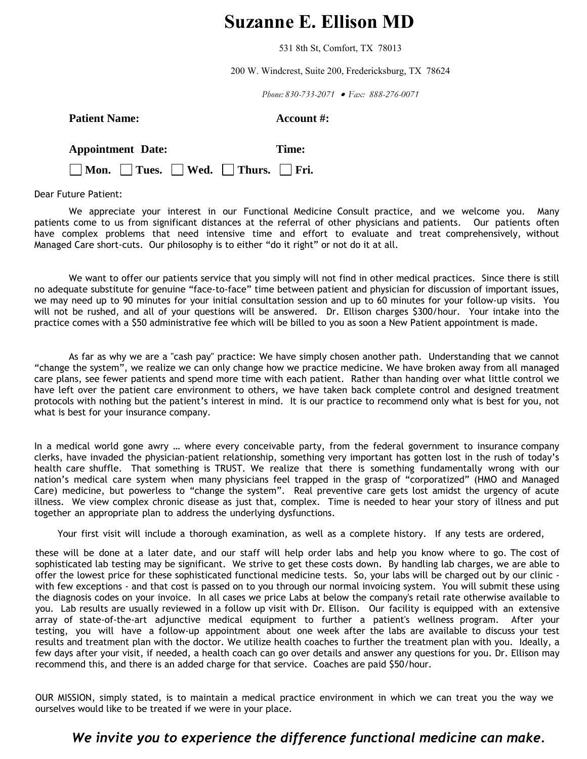# Suzanne E. Ellison MD

531 8th St, Comfort, TX 78013

200 W. Windcrest, Suite 200, Fredericksburg, TX 78624

*Phone: 830-733-2071 • Fax: 888-276-0071*

**Patient Name:** **Account #:**

**Appointment Date:** **Time:**

☐ **Mon.** ☐ **Tues.** ☐ **Wed.** ☐ **Thurs.** ☐ **Fri.**

Dear Future Patient:

We appreciate your interest in our Functional Medicine Consult practice, and we welcome you. Many patients come to us from significant distances at the referral of other physicians and patients. Our patients often have complex problems that need intensive time and effort to evaluate and treat comprehensively, without Managed Care short-cuts. Our philosophy is to either "do it right" or not do it at all.

We want to offer our patients service that you simply will not find in other medical practices. Since there is still no adequate substitute for genuine "face-to-face" time between patient and physician for discussion of important issues, we may need up to 90 minutes for your initial consultation session and up to 60 minutes for your follow-up visits. You will not be rushed, and all of your questions will be answered. Dr. Ellison charges $300/hour. Your intake into the practice comes with a $50 administrative fee which will be billed to you as soon a New Patient appointment is made.

As far as why we are a "cash pay" practice: We have simply chosen another path. Understanding that we cannot "change the system", we realize we can only change how we practice medicine. We have broken away from all managed care plans, see fewer patients and spend more time with each patient. Rather than handing over what little control we have left over the patient care environment to others, we have taken back complete control and designed treatment protocols with nothing but the patient's interest in mind. It is our practice to recommend only what is best for you, not what is best for your insurance company.

In a medical world gone awry … where every conceivable party, from the federal government to insurance company clerks, have invaded the physician-patient relationship, something very important has gotten lost in the rush of today's health care shuffle. That something is TRUST. We realize that there is something fundamentally wrong with our nation's medical care system when many physicians feel trapped in the grasp of "corporatized" (HMO and Managed Care) medicine, but powerless to "change the system". Real preventive care gets lost amidst the urgency of acute illness. We view complex chronic disease as just that, complex. Time is needed to hear your story of illness and put together an appropriate plan to address the underlying dysfunctions.

Your first visit will include a thorough examination, as well as a complete history. If any tests are ordered, these will be done at a later date, and our staff will help order labs and help you know where to go. The cost of sophisticated lab testing may be significant. We strive to get these costs down. By handling lab charges, we are able to offer the lowest price for these sophisticated functional medicine tests. So, your labs will be charged out by our clinic - with few exceptions - and that cost is passed on to you through our normal invoicing system. You will submit these using the diagnosis codes on your invoice. In all cases we price Labs at below the company's retail rate otherwise available to you. Lab results are usually reviewed in a follow up visit with Dr. Ellison. Our facility is equipped with an extensive array of state-of-the-art adjunctive medical equipment to further a patient's wellness program. After your testing, you will have a follow-up appointment about one week after the labs are available to discuss your test results and treatment plan with the doctor. We utilize health coaches to further the treatment plan with you. Ideally, a few days after your visit, if needed, a health coach can go over details and answer any questions for you. Dr. Ellison may recommend this, and there is an added charge for that service. Coaches are paid $50/hour.

OUR MISSION, simply stated, is to maintain a medical practice environment in which we can treat you the way we ourselves would like to be treated if we were in your place.

***We invite you to experience the difference functional medicine can make.***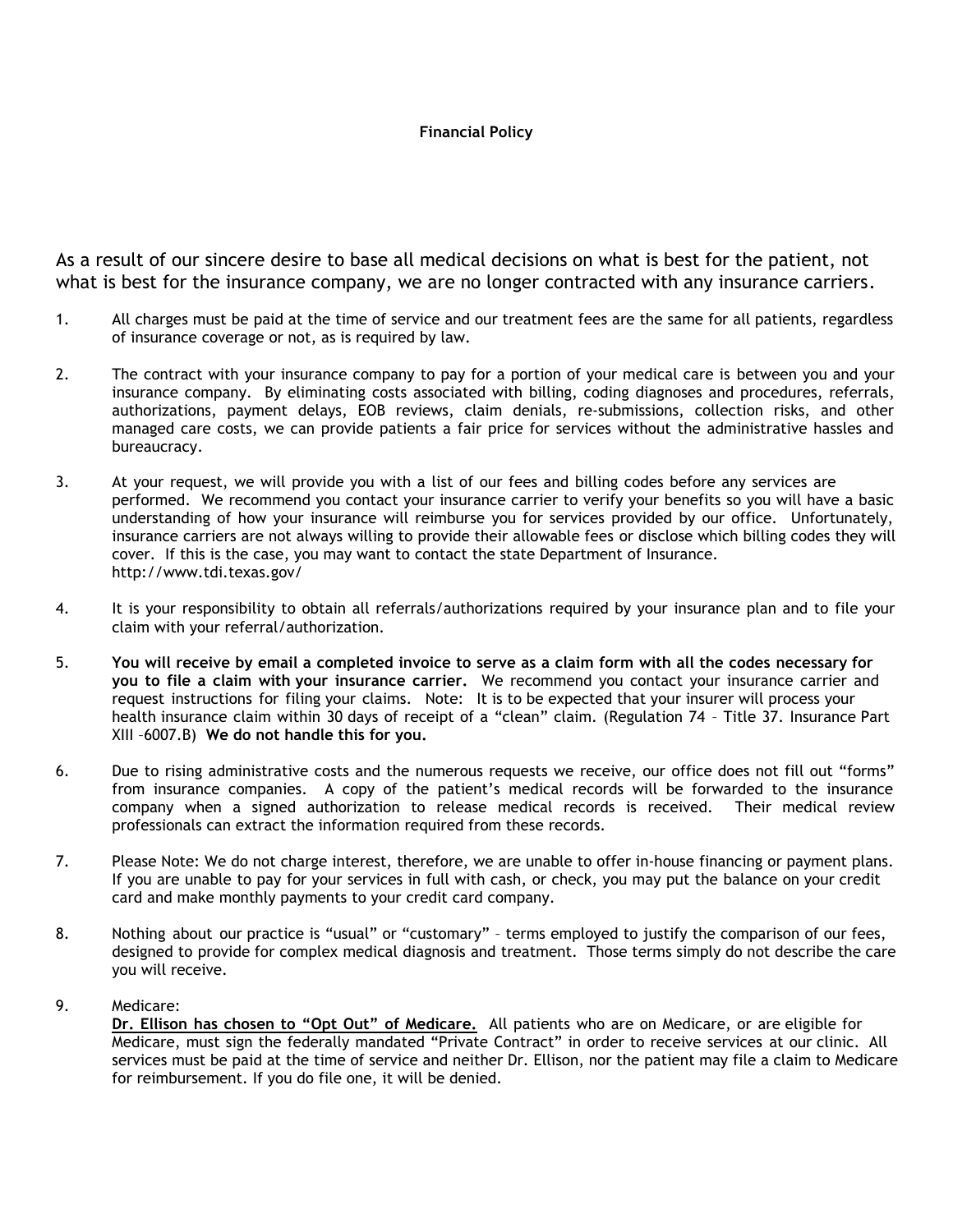**Financial Policy**

As a result of our sincere desire to base all medical decisions on what is best for the patient, not what is best for the insurance company, we are no longer contracted with any insurance carriers.

1. All charges must be paid at the time of service and our treatment fees are the same for all patients, regardless of insurance coverage or not, as is required by law.

2. The contract with your insurance company to pay for a portion of your medical care is between you and your insurance company. By eliminating costs associated with billing, coding diagnoses and procedures, referrals, authorizations, payment delays, EOB reviews, claim denials, re-submissions, collection risks, and other managed care costs, we can provide patients a fair price for services without the administrative hassles and bureaucracy.

3. At your request, we will provide you with a list of our fees and billing codes before any services are performed. We recommend you contact your insurance carrier to verify your benefits so you will have a basic understanding of how your insurance will reimburse you for services provided by our office. Unfortunately, insurance carriers are not always willing to provide their allowable fees or disclose which billing codes they will cover. If this is the case, you may want to contact the state Department of Insurance. http://www.tdi.texas.gov/

4. It is your responsibility to obtain all referrals/authorizations required by your insurance plan and to file your claim with your referral/authorization.

5. **You will receive by email a completed invoice to serve as a claim form with all the codes necessary for you to file a claim with your insurance carrier.** We recommend you contact your insurance carrier and request instructions for filing your claims. Note: It is to be expected that your insurer will process your health insurance claim within 30 days of receipt of a "clean" claim. (Regulation 74 – Title 37. Insurance Part XIII –6007.B) **We do not handle this for you.**

6. Due to rising administrative costs and the numerous requests we receive, our office does not fill out "forms" from insurance companies. A copy of the patient's medical records will be forwarded to the insurance company when a signed authorization to release medical records is received. Their medical review professionals can extract the information required from these records.

7. Please Note: We do not charge interest, therefore, we are unable to offer in-house financing or payment plans. If you are unable to pay for your services in full with cash, or check, you may put the balance on your credit card and make monthly payments to your credit card company.

8. Nothing about our practice is "usual" or "customary" – terms employed to justify the comparison of our fees, designed to provide for complex medical diagnosis and treatment. Those terms simply do not describe the care you will receive.

9. Medicare:
   **Dr. Ellison has chosen to "Opt Out" of Medicare.** All patients who are on Medicare, or are eligible for Medicare, must sign the federally mandated "Private Contract" in order to receive services at our clinic. All services must be paid at the time of service and neither Dr. Ellison, nor the patient may file a claim to Medicare for reimbursement. If you do file one, it will be denied.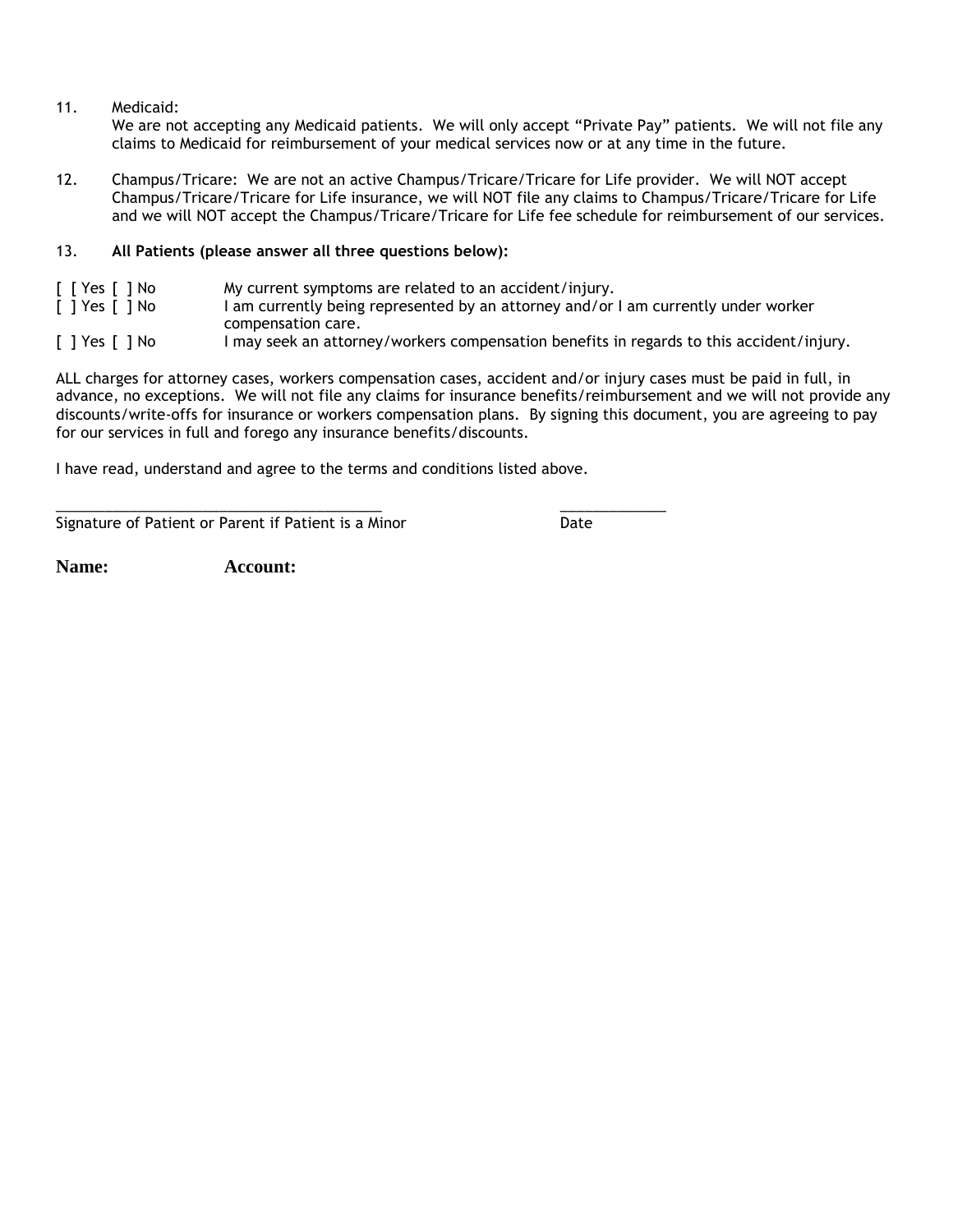11. Medicaid:
    We are not accepting any Medicaid patients. We will only accept "Private Pay" patients. We will not file any claims to Medicaid for reimbursement of your medical services now or at any time in the future.

12. Champus/Tricare: We are not an active Champus/Tricare/Tricare for Life provider. We will NOT accept Champus/Tricare/Tricare for Life insurance, we will NOT file any claims to Champus/Tricare/Tricare for Life and we will NOT accept the Champus/Tricare/Tricare for Life fee schedule for reimbursement of our services.

13. **All Patients (please answer all three questions below):**

[ [ Yes [ ] No    My current symptoms are related to an accident/injury.

[ ] Yes [ ] No    I am currently being represented by an attorney and/or I am currently under worker compensation care.

[ ] Yes [ ] No    I may seek an attorney/workers compensation benefits in regards to this accident/injury.

ALL charges for attorney cases, workers compensation cases, accident and/or injury cases must be paid in full, in advance, no exceptions. We will not file any claims for insurance benefits/reimbursement and we will not provide any discounts/write-offs for insurance or workers compensation plans. By signing this document, you are agreeing to pay for our services in full and forego any insurance benefits/discounts.

I have read, understand and agree to the terms and conditions listed above.

_________________________________________          _____________

Signature of Patient or Parent if Patient is a Minor          Date

**Name:**          **Account:**